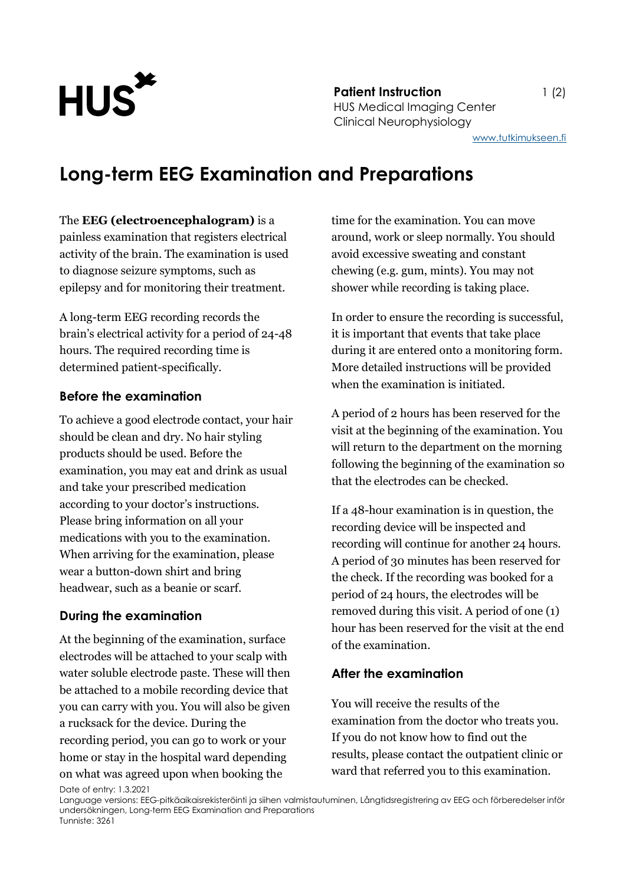**Patient Instruction**
HUS Medical Imaging Center
Clinical Neurophysiology

www.tutkimukseen.fi

# Long-term EEG Examination and Preparations

The **EEG (electroencephalogram)** is a painless examination that registers electrical activity of the brain. The examination is used to diagnose seizure symptoms, such as epilepsy and for monitoring their treatment.

A long-term EEG recording records the brain's electrical activity for a period of 24-48 hours. The required recording time is determined patient-specifically.

## Before the examination

To achieve a good electrode contact, your hair should be clean and dry. No hair styling products should be used. Before the examination, you may eat and drink as usual and take your prescribed medication according to your doctor's instructions. Please bring information on all your medications with you to the examination. When arriving for the examination, please wear a button-down shirt and bring headwear, such as a beanie or scarf.

## During the examination

At the beginning of the examination, surface electrodes will be attached to your scalp with water soluble electrode paste. These will then be attached to a mobile recording device that you can carry with you. You will also be given a rucksack for the device. During the recording period, you can go to work or your home or stay in the hospital ward depending on what was agreed upon when booking the time for the examination. You can move around, work or sleep normally. You should avoid excessive sweating and constant chewing (e.g. gum, mints). You may not shower while recording is taking place.

In order to ensure the recording is successful, it is important that events that take place during it are entered onto a monitoring form. More detailed instructions will be provided when the examination is initiated.

A period of 2 hours has been reserved for the visit at the beginning of the examination. You will return to the department on the morning following the beginning of the examination so that the electrodes can be checked.

If a 48-hour examination is in question, the recording device will be inspected and recording will continue for another 24 hours. A period of 30 minutes has been reserved for the check. If the recording was booked for a period of 24 hours, the electrodes will be removed during this visit. A period of one (1) hour has been reserved for the visit at the end of the examination.

## After the examination

You will receive the results of the examination from the doctor who treats you. If you do not know how to find out the results, please contact the outpatient clinic or ward that referred you to this examination.

Date of entry: 1.3.2021
Language versions: EEG-pitkäaikaisrekisteröinti ja siihen valmistautuminen, Långtidsregistrering av EEG och förberedelser inför undersökningen, Long-term EEG Examination and Preparations
Tunniste: 3261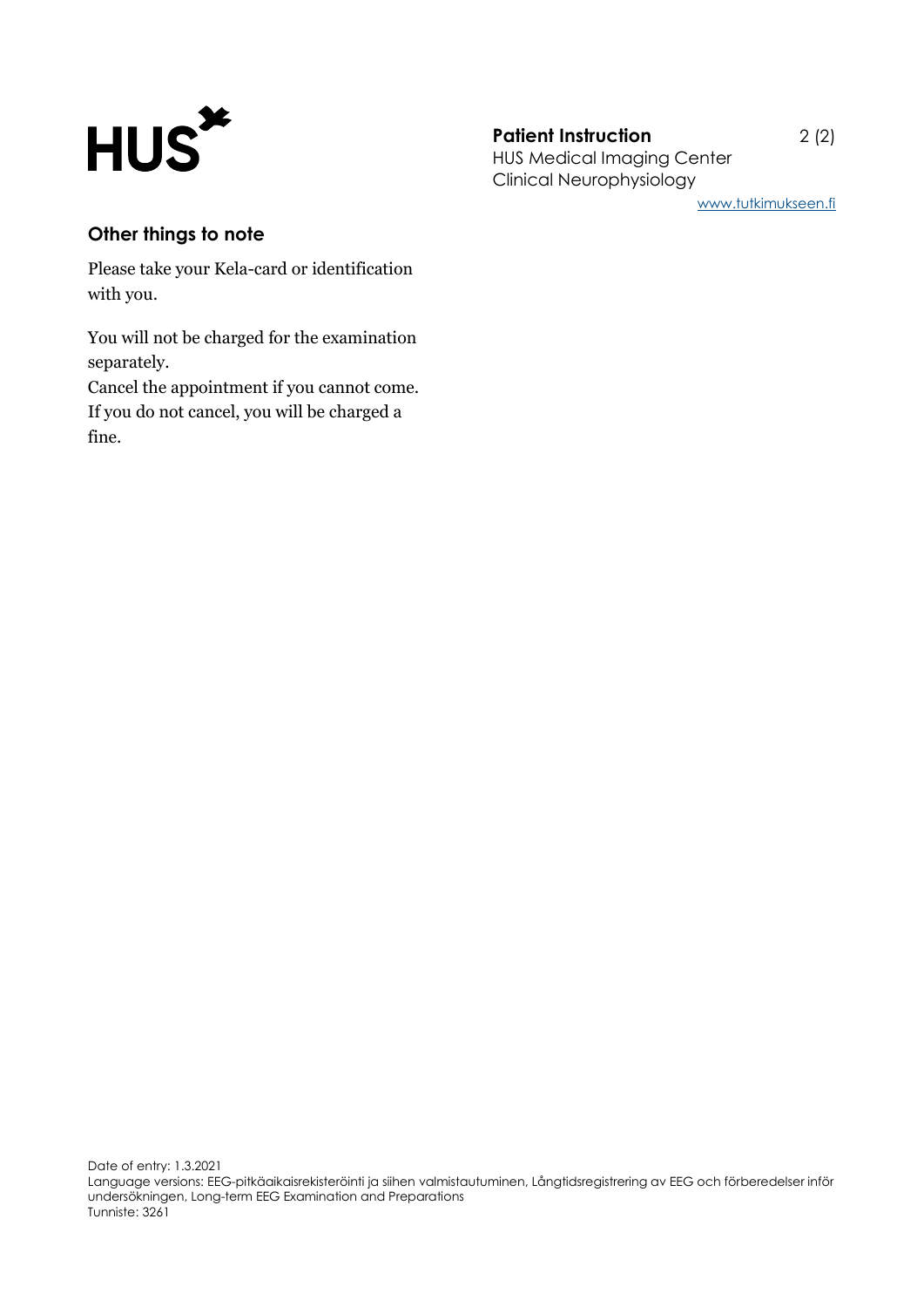## Other things to note

Please take your Kela-card or identification with you.

You will not be charged for the examination separately.
Cancel the appointment if you cannot come. If you do not cancel, you will be charged a fine.

Date of entry: 1.3.2021
Language versions: EEG-pitkäaikaisrekisteröinti ja siihen valmistautuminen, Långtidsregistrering av EEG och förberedelser inför undersökningen, Long-term EEG Examination and Preparations
Tunniste: 3261